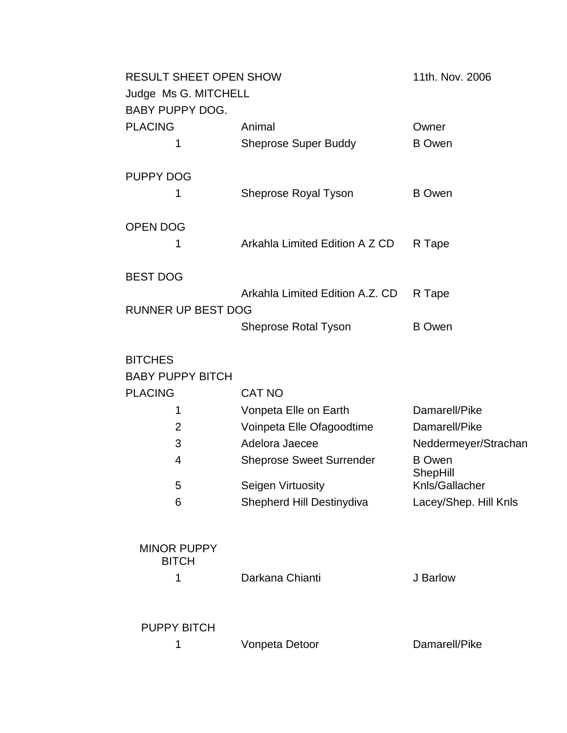RESULT SHEET OPEN SHOW 11th. Nov. 2006

Judge Ms G. MITCHELL

BABY PUPPY DOG.

| PLACING | Animal | Owner |
|---|---|---|
| 1 | Sheprose Super Buddy | B Owen |

PUPPY DOG

| | | |
|---|---|---|
| 1 | Sheprose Royal Tyson | B Owen |

OPEN DOG

| | | |
|---|---|---|
| 1 | Arkahla Limited Edition A Z CD | R Tape |

BEST DOG

| | | |
|---|---|---|
| | Arkahla Limited Edition A.Z. CD | R Tape |

RUNNER UP BEST DOG

| | | |
|---|---|---|
| | Sheprose Rotal Tyson | B Owen |

BITCHES

BABY PUPPY BITCH

| PLACING | CAT NO | |
|---|---|---|
| 1 | Vonpeta Elle on Earth | Damarell/Pike |
| 2 | Voinpeta Elle Ofagoodtime | Damarell/Pike |
| 3 | Adelora Jaecee | Neddermeyer/Strachan |
| 4 | Sheprose Sweet Surrender | B Owen |
| 5 | Seigen Virtuosity | ShepHill Knls/Gallacher |
| 6 | Shepherd Hill Destinydiva | Lacey/Shep. Hill Knls |

MINOR PUPPY BITCH

| | | |
|---|---|---|
| 1 | Darkana Chianti | J Barlow |

PUPPY BITCH

| | | |
|---|---|---|
| 1 | Vonpeta Detoor | Damarell/Pike |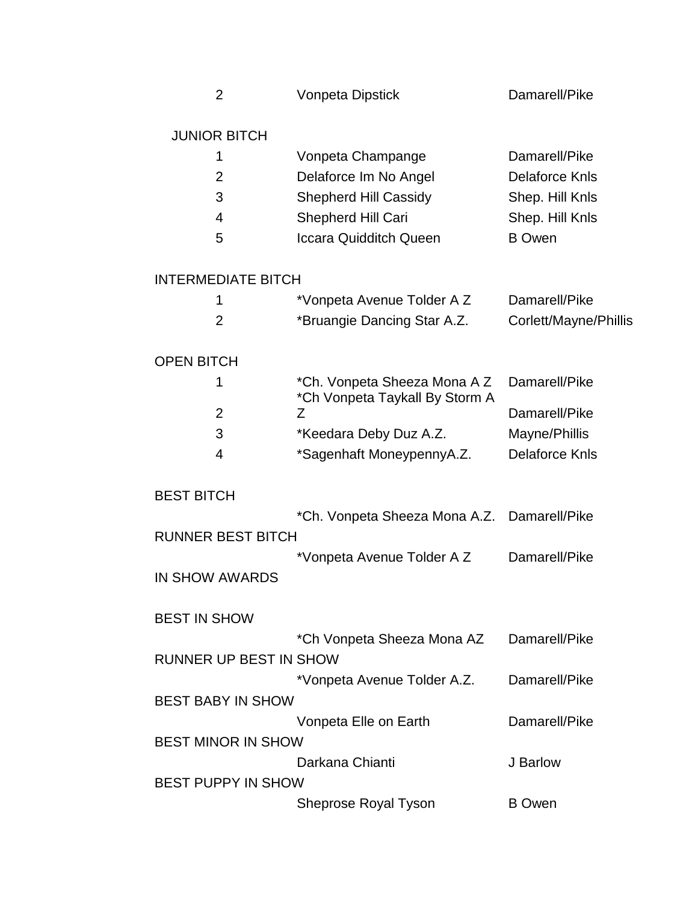| | | |
|---|---|---|
| 2 | Vonpeta Dipstick | Damarell/Pike |

JUNIOR BITCH

| | | |
|---|---|---|
| 1 | Vonpeta Champange | Damarell/Pike |
| 2 | Delaforce Im No Angel | Delaforce Knls |
| 3 | Shepherd Hill Cassidy | Shep. Hill Knls |
| 4 | Shepherd Hill Cari | Shep. Hill Knls |
| 5 | Iccara Quidditch Queen | B Owen |

INTERMEDIATE BITCH

| | | |
|---|---|---|
| 1 | *Vonpeta Avenue Tolder A Z | Damarell/Pike |
| 2 | *Bruangie Dancing Star A.Z. | Corlett/Mayne/Phillis |

OPEN BITCH

| | | |
|---|---|---|
| 1 | *Ch. Vonpeta Sheeza Mona A Z | Damarell/Pike |
| 2 | *Ch Vonpeta Taykall By Storm A Z | Damarell/Pike |
| 3 | *Keedara Deby Duz A.Z. | Mayne/Phillis |
| 4 | *Sagenhaft MoneypennyA.Z. | Delaforce Knls |

BEST BITCH

*Ch. Vonpeta Sheeza Mona A.Z. — Damarell/Pike

RUNNER BEST BITCH

*Vonpeta Avenue Tolder A Z — Damarell/Pike

IN SHOW AWARDS

BEST IN SHOW

*Ch Vonpeta Sheeza Mona AZ — Damarell/Pike

RUNNER UP BEST IN SHOW

*Vonpeta Avenue Tolder A.Z. — Damarell/Pike

BEST BABY IN SHOW

Vonpeta Elle on Earth — Damarell/Pike

BEST MINOR IN SHOW

Darkana Chianti — J Barlow

BEST PUPPY IN SHOW

Sheprose Royal Tyson — B Owen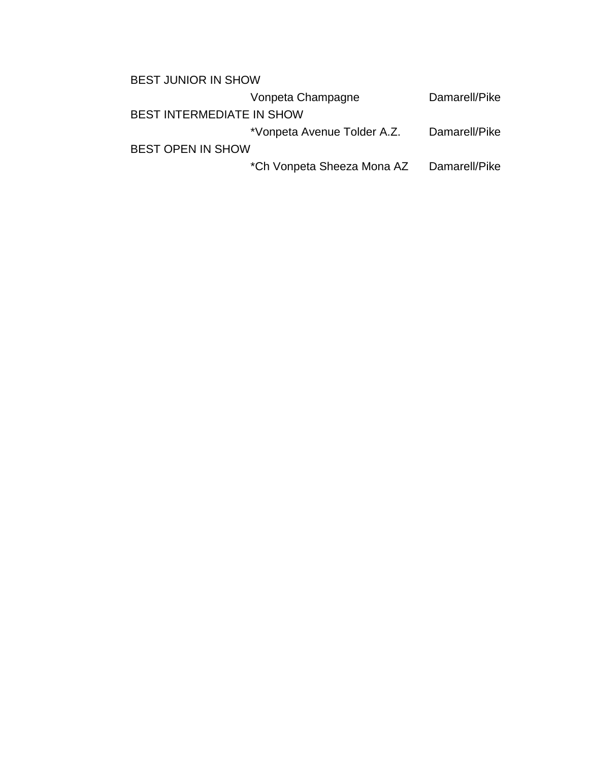BEST JUNIOR IN SHOW

| | | |
|---|---|---|
| | Vonpeta Champagne | Damarell/Pike |

BEST INTERMEDIATE IN SHOW

| | | |
|---|---|---|
| | *Vonpeta Avenue Tolder A.Z. | Damarell/Pike |

BEST OPEN IN SHOW

| | | |
|---|---|---|
| | *Ch Vonpeta Sheeza Mona AZ | Damarell/Pike |